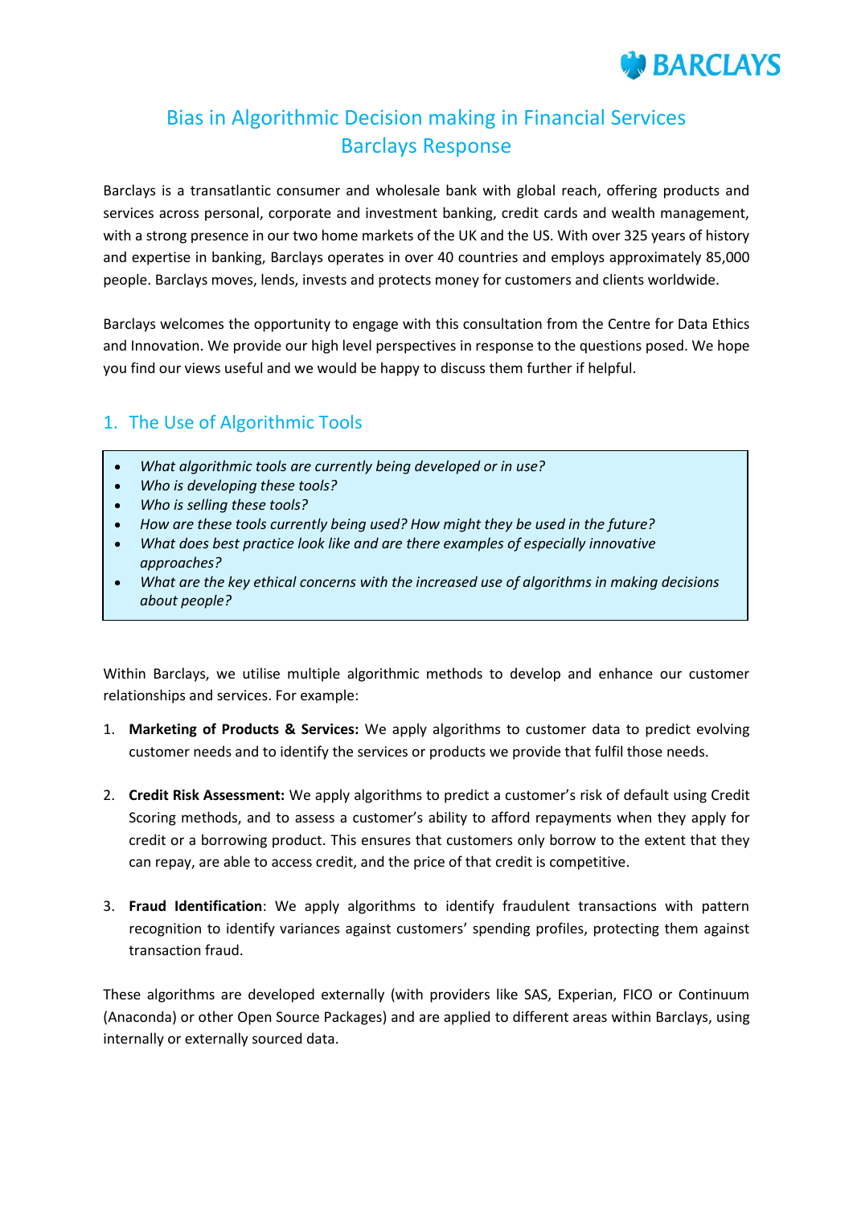# Bias in Algorithmic Decision making in Financial Services
# Barclays Response

Barclays is a transatlantic consumer and wholesale bank with global reach, offering products and services across personal, corporate and investment banking, credit cards and wealth management, with a strong presence in our two home markets of the UK and the US. With over 325 years of history and expertise in banking, Barclays operates in over 40 countries and employs approximately 85,000 people. Barclays moves, lends, invests and protects money for customers and clients worldwide.

Barclays welcomes the opportunity to engage with this consultation from the Centre for Data Ethics and Innovation. We provide our high level perspectives in response to the questions posed. We hope you find our views useful and we would be happy to discuss them further if helpful.

## 1. The Use of Algorithmic Tools

- *What algorithmic tools are currently being developed or in use?*
- *Who is developing these tools?*
- *Who is selling these tools?*
- *How are these tools currently being used? How might they be used in the future?*
- *What does best practice look like and are there examples of especially innovative approaches?*
- *What are the key ethical concerns with the increased use of algorithms in making decisions about people?*

Within Barclays, we utilise multiple algorithmic methods to develop and enhance our customer relationships and services. For example:

1. **Marketing of Products & Services:** We apply algorithms to customer data to predict evolving customer needs and to identify the services or products we provide that fulfil those needs.

2. **Credit Risk Assessment:** We apply algorithms to predict a customer's risk of default using Credit Scoring methods, and to assess a customer's ability to afford repayments when they apply for credit or a borrowing product. This ensures that customers only borrow to the extent that they can repay, are able to access credit, and the price of that credit is competitive.

3. **Fraud Identification**: We apply algorithms to identify fraudulent transactions with pattern recognition to identify variances against customers' spending profiles, protecting them against transaction fraud.

These algorithms are developed externally (with providers like SAS, Experian, FICO or Continuum (Anaconda) or other Open Source Packages) and are applied to different areas within Barclays, using internally or externally sourced data.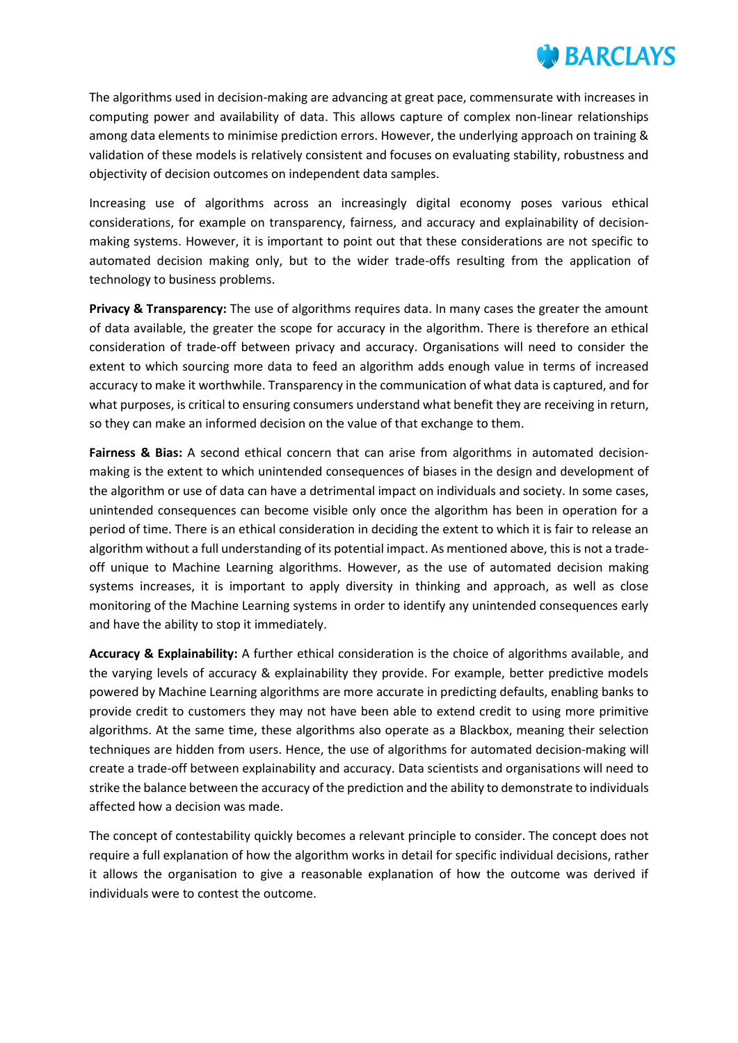The algorithms used in decision-making are advancing at great pace, commensurate with increases in computing power and availability of data. This allows capture of complex non-linear relationships among data elements to minimise prediction errors. However, the underlying approach on training & validation of these models is relatively consistent and focuses on evaluating stability, robustness and objectivity of decision outcomes on independent data samples.

Increasing use of algorithms across an increasingly digital economy poses various ethical considerations, for example on transparency, fairness, and accuracy and explainability of decision-making systems. However, it is important to point out that these considerations are not specific to automated decision making only, but to the wider trade-offs resulting from the application of technology to business problems.

**Privacy & Transparency:** The use of algorithms requires data. In many cases the greater the amount of data available, the greater the scope for accuracy in the algorithm. There is therefore an ethical consideration of trade-off between privacy and accuracy. Organisations will need to consider the extent to which sourcing more data to feed an algorithm adds enough value in terms of increased accuracy to make it worthwhile. Transparency in the communication of what data is captured, and for what purposes, is critical to ensuring consumers understand what benefit they are receiving in return, so they can make an informed decision on the value of that exchange to them.

**Fairness & Bias:** A second ethical concern that can arise from algorithms in automated decision-making is the extent to which unintended consequences of biases in the design and development of the algorithm or use of data can have a detrimental impact on individuals and society. In some cases, unintended consequences can become visible only once the algorithm has been in operation for a period of time. There is an ethical consideration in deciding the extent to which it is fair to release an algorithm without a full understanding of its potential impact. As mentioned above, this is not a trade-off unique to Machine Learning algorithms. However, as the use of automated decision making systems increases, it is important to apply diversity in thinking and approach, as well as close monitoring of the Machine Learning systems in order to identify any unintended consequences early and have the ability to stop it immediately.

**Accuracy & Explainability:** A further ethical consideration is the choice of algorithms available, and the varying levels of accuracy & explainability they provide. For example, better predictive models powered by Machine Learning algorithms are more accurate in predicting defaults, enabling banks to provide credit to customers they may not have been able to extend credit to using more primitive algorithms. At the same time, these algorithms also operate as a Blackbox, meaning their selection techniques are hidden from users. Hence, the use of algorithms for automated decision-making will create a trade-off between explainability and accuracy. Data scientists and organisations will need to strike the balance between the accuracy of the prediction and the ability to demonstrate to individuals affected how a decision was made.

The concept of contestability quickly becomes a relevant principle to consider. The concept does not require a full explanation of how the algorithm works in detail for specific individual decisions, rather it allows the organisation to give a reasonable explanation of how the outcome was derived if individuals were to contest the outcome.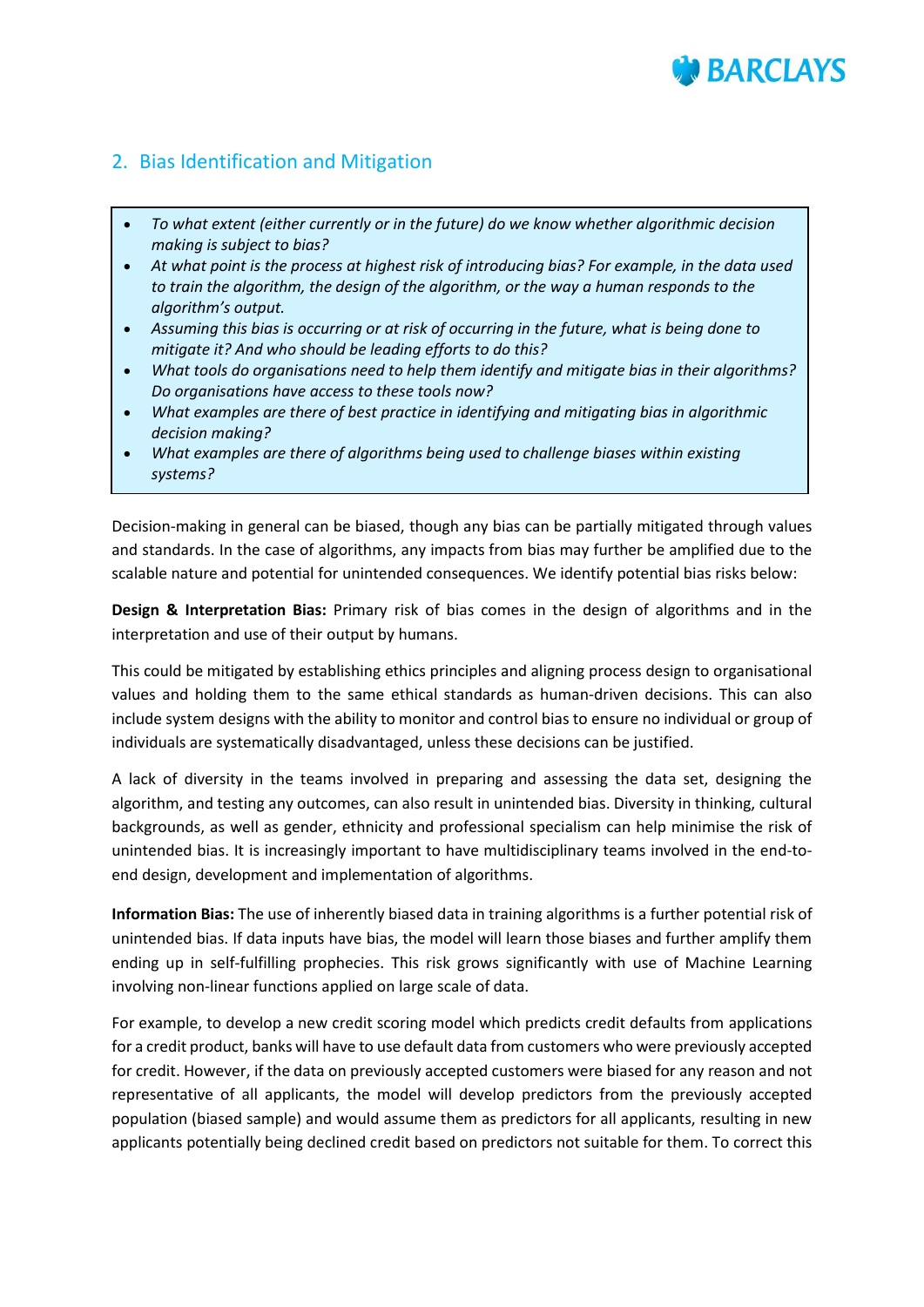## 2. Bias Identification and Mitigation

- *To what extent (either currently or in the future) do we know whether algorithmic decision making is subject to bias?*
- *At what point is the process at highest risk of introducing bias? For example, in the data used to train the algorithm, the design of the algorithm, or the way a human responds to the algorithm's output.*
- *Assuming this bias is occurring or at risk of occurring in the future, what is being done to mitigate it? And who should be leading efforts to do this?*
- *What tools do organisations need to help them identify and mitigate bias in their algorithms? Do organisations have access to these tools now?*
- *What examples are there of best practice in identifying and mitigating bias in algorithmic decision making?*
- *What examples are there of algorithms being used to challenge biases within existing systems?*

Decision-making in general can be biased, though any bias can be partially mitigated through values and standards. In the case of algorithms, any impacts from bias may further be amplified due to the scalable nature and potential for unintended consequences. We identify potential bias risks below:

**Design & Interpretation Bias:** Primary risk of bias comes in the design of algorithms and in the interpretation and use of their output by humans.

This could be mitigated by establishing ethics principles and aligning process design to organisational values and holding them to the same ethical standards as human-driven decisions. This can also include system designs with the ability to monitor and control bias to ensure no individual or group of individuals are systematically disadvantaged, unless these decisions can be justified.

A lack of diversity in the teams involved in preparing and assessing the data set, designing the algorithm, and testing any outcomes, can also result in unintended bias. Diversity in thinking, cultural backgrounds, as well as gender, ethnicity and professional specialism can help minimise the risk of unintended bias. It is increasingly important to have multidisciplinary teams involved in the end-to-end design, development and implementation of algorithms.

**Information Bias:** The use of inherently biased data in training algorithms is a further potential risk of unintended bias. If data inputs have bias, the model will learn those biases and further amplify them ending up in self-fulfilling prophecies. This risk grows significantly with use of Machine Learning involving non-linear functions applied on large scale of data.

For example, to develop a new credit scoring model which predicts credit defaults from applications for a credit product, banks will have to use default data from customers who were previously accepted for credit. However, if the data on previously accepted customers were biased for any reason and not representative of all applicants, the model will develop predictors from the previously accepted population (biased sample) and would assume them as predictors for all applicants, resulting in new applicants potentially being declined credit based on predictors not suitable for them. To correct this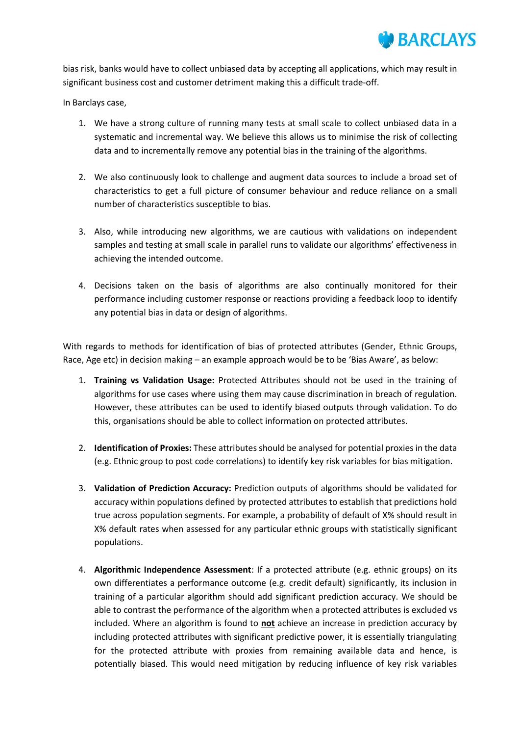bias risk, banks would have to collect unbiased data by accepting all applications, which may result in significant business cost and customer detriment making this a difficult trade-off.

In Barclays case,

1. We have a strong culture of running many tests at small scale to collect unbiased data in a systematic and incremental way. We believe this allows us to minimise the risk of collecting data and to incrementally remove any potential bias in the training of the algorithms.

2. We also continuously look to challenge and augment data sources to include a broad set of characteristics to get a full picture of consumer behaviour and reduce reliance on a small number of characteristics susceptible to bias.

3. Also, while introducing new algorithms, we are cautious with validations on independent samples and testing at small scale in parallel runs to validate our algorithms' effectiveness in achieving the intended outcome.

4. Decisions taken on the basis of algorithms are also continually monitored for their performance including customer response or reactions providing a feedback loop to identify any potential bias in data or design of algorithms.

With regards to methods for identification of bias of protected attributes (Gender, Ethnic Groups, Race, Age etc) in decision making – an example approach would be to be 'Bias Aware', as below:

1. **Training vs Validation Usage:** Protected Attributes should not be used in the training of algorithms for use cases where using them may cause discrimination in breach of regulation. However, these attributes can be used to identify biased outputs through validation. To do this, organisations should be able to collect information on protected attributes.

2. **Identification of Proxies:** These attributes should be analysed for potential proxies in the data (e.g. Ethnic group to post code correlations) to identify key risk variables for bias mitigation.

3. **Validation of Prediction Accuracy:** Prediction outputs of algorithms should be validated for accuracy within populations defined by protected attributes to establish that predictions hold true across population segments. For example, a probability of default of X% should result in X% default rates when assessed for any particular ethnic groups with statistically significant populations.

4. **Algorithmic Independence Assessment**: If a protected attribute (e.g. ethnic groups) on its own differentiates a performance outcome (e.g. credit default) significantly, its inclusion in training of a particular algorithm should add significant prediction accuracy. We should be able to contrast the performance of the algorithm when a protected attributes is excluded vs included. Where an algorithm is found to **not** achieve an increase in prediction accuracy by including protected attributes with significant predictive power, it is essentially triangulating for the protected attribute with proxies from remaining available data and hence, is potentially biased. This would need mitigation by reducing influence of key risk variables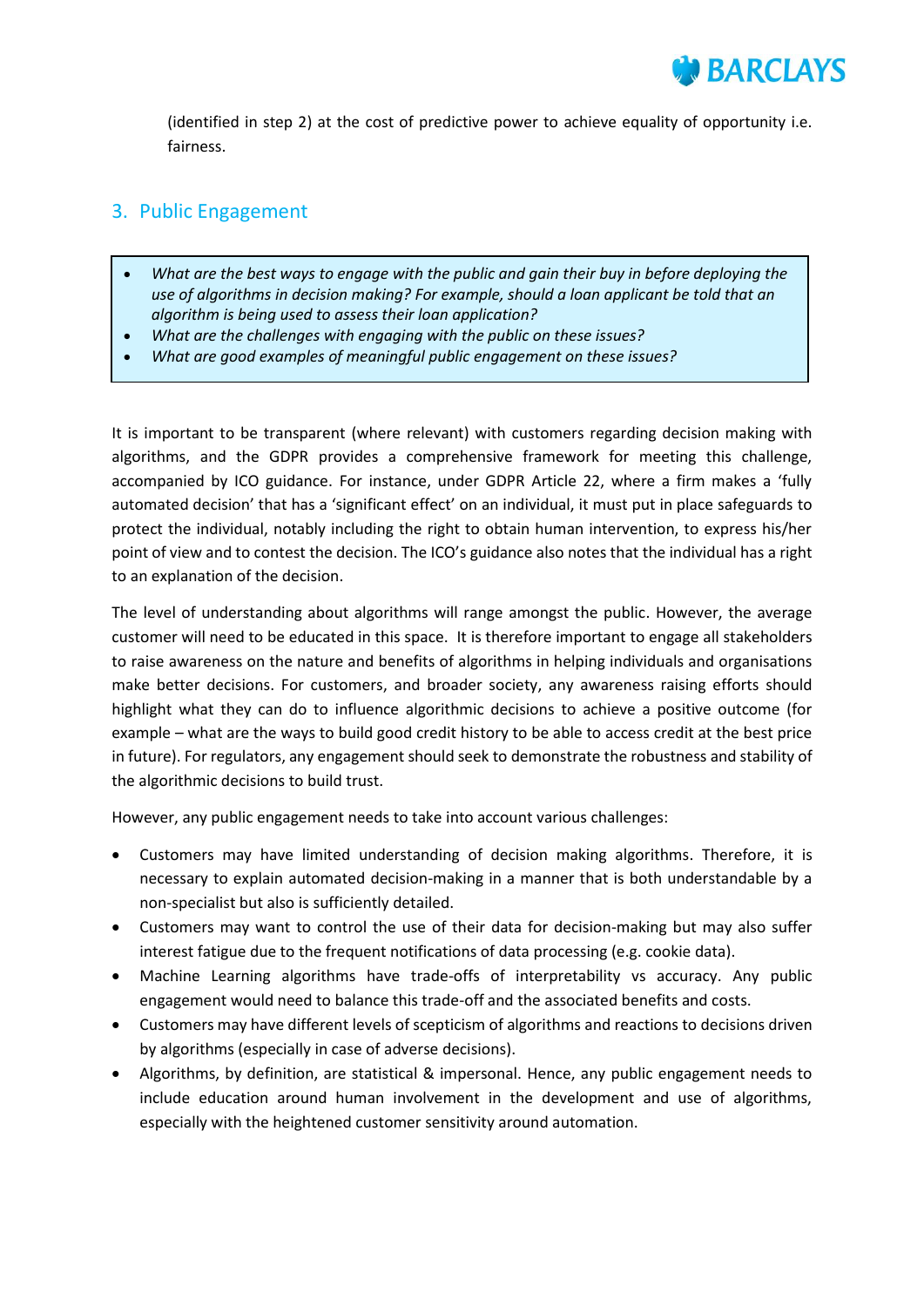(identified in step 2) at the cost of predictive power to achieve equality of opportunity i.e. fairness.

## 3. Public Engagement

- *What are the best ways to engage with the public and gain their buy in before deploying the use of algorithms in decision making? For example, should a loan applicant be told that an algorithm is being used to assess their loan application?*
- *What are the challenges with engaging with the public on these issues?*
- *What are good examples of meaningful public engagement on these issues?*

It is important to be transparent (where relevant) with customers regarding decision making with algorithms, and the GDPR provides a comprehensive framework for meeting this challenge, accompanied by ICO guidance. For instance, under GDPR Article 22, where a firm makes a 'fully automated decision' that has a 'significant effect' on an individual, it must put in place safeguards to protect the individual, notably including the right to obtain human intervention, to express his/her point of view and to contest the decision. The ICO's guidance also notes that the individual has a right to an explanation of the decision.

The level of understanding about algorithms will range amongst the public. However, the average customer will need to be educated in this space. It is therefore important to engage all stakeholders to raise awareness on the nature and benefits of algorithms in helping individuals and organisations make better decisions. For customers, and broader society, any awareness raising efforts should highlight what they can do to influence algorithmic decisions to achieve a positive outcome (for example – what are the ways to build good credit history to be able to access credit at the best price in future). For regulators, any engagement should seek to demonstrate the robustness and stability of the algorithmic decisions to build trust.

However, any public engagement needs to take into account various challenges:

- Customers may have limited understanding of decision making algorithms. Therefore, it is necessary to explain automated decision-making in a manner that is both understandable by a non-specialist but also is sufficiently detailed.
- Customers may want to control the use of their data for decision-making but may also suffer interest fatigue due to the frequent notifications of data processing (e.g. cookie data).
- Machine Learning algorithms have trade-offs of interpretability vs accuracy. Any public engagement would need to balance this trade-off and the associated benefits and costs.
- Customers may have different levels of scepticism of algorithms and reactions to decisions driven by algorithms (especially in case of adverse decisions).
- Algorithms, by definition, are statistical & impersonal. Hence, any public engagement needs to include education around human involvement in the development and use of algorithms, especially with the heightened customer sensitivity around automation.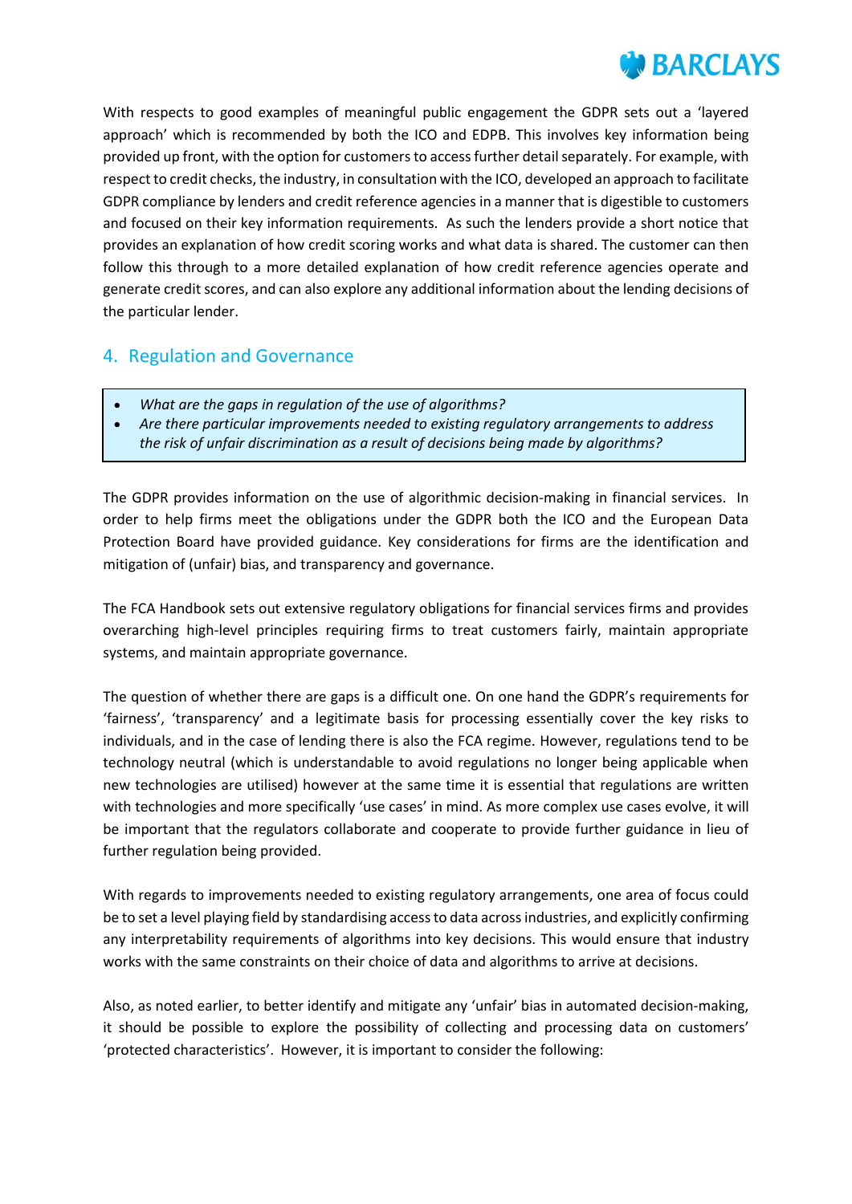With respects to good examples of meaningful public engagement the GDPR sets out a 'layered approach' which is recommended by both the ICO and EDPB. This involves key information being provided up front, with the option for customers to access further detail separately. For example, with respect to credit checks, the industry, in consultation with the ICO, developed an approach to facilitate GDPR compliance by lenders and credit reference agencies in a manner that is digestible to customers and focused on their key information requirements. As such the lenders provide a short notice that provides an explanation of how credit scoring works and what data is shared. The customer can then follow this through to a more detailed explanation of how credit reference agencies operate and generate credit scores, and can also explore any additional information about the lending decisions of the particular lender.

## 4. Regulation and Governance

- *What are the gaps in regulation of the use of algorithms?*
- *Are there particular improvements needed to existing regulatory arrangements to address the risk of unfair discrimination as a result of decisions being made by algorithms?*

The GDPR provides information on the use of algorithmic decision-making in financial services. In order to help firms meet the obligations under the GDPR both the ICO and the European Data Protection Board have provided guidance. Key considerations for firms are the identification and mitigation of (unfair) bias, and transparency and governance.

The FCA Handbook sets out extensive regulatory obligations for financial services firms and provides overarching high-level principles requiring firms to treat customers fairly, maintain appropriate systems, and maintain appropriate governance.

The question of whether there are gaps is a difficult one. On one hand the GDPR's requirements for 'fairness', 'transparency' and a legitimate basis for processing essentially cover the key risks to individuals, and in the case of lending there is also the FCA regime. However, regulations tend to be technology neutral (which is understandable to avoid regulations no longer being applicable when new technologies are utilised) however at the same time it is essential that regulations are written with technologies and more specifically 'use cases' in mind. As more complex use cases evolve, it will be important that the regulators collaborate and cooperate to provide further guidance in lieu of further regulation being provided.

With regards to improvements needed to existing regulatory arrangements, one area of focus could be to set a level playing field by standardising access to data across industries, and explicitly confirming any interpretability requirements of algorithms into key decisions. This would ensure that industry works with the same constraints on their choice of data and algorithms to arrive at decisions.

Also, as noted earlier, to better identify and mitigate any 'unfair' bias in automated decision-making, it should be possible to explore the possibility of collecting and processing data on customers' 'protected characteristics'. However, it is important to consider the following: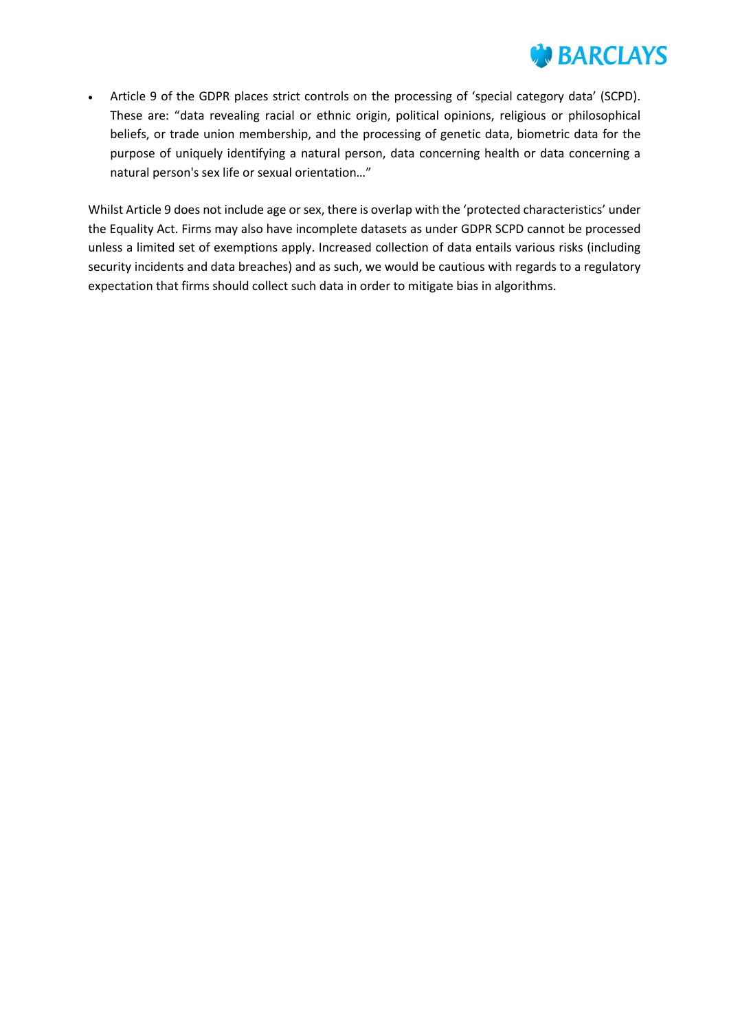- Article 9 of the GDPR places strict controls on the processing of 'special category data' (SCPD). These are: "data revealing racial or ethnic origin, political opinions, religious or philosophical beliefs, or trade union membership, and the processing of genetic data, biometric data for the purpose of uniquely identifying a natural person, data concerning health or data concerning a natural person's sex life or sexual orientation…"

Whilst Article 9 does not include age or sex, there is overlap with the 'protected characteristics' under the Equality Act. Firms may also have incomplete datasets as under GDPR SCPD cannot be processed unless a limited set of exemptions apply. Increased collection of data entails various risks (including security incidents and data breaches) and as such, we would be cautious with regards to a regulatory expectation that firms should collect such data in order to mitigate bias in algorithms.